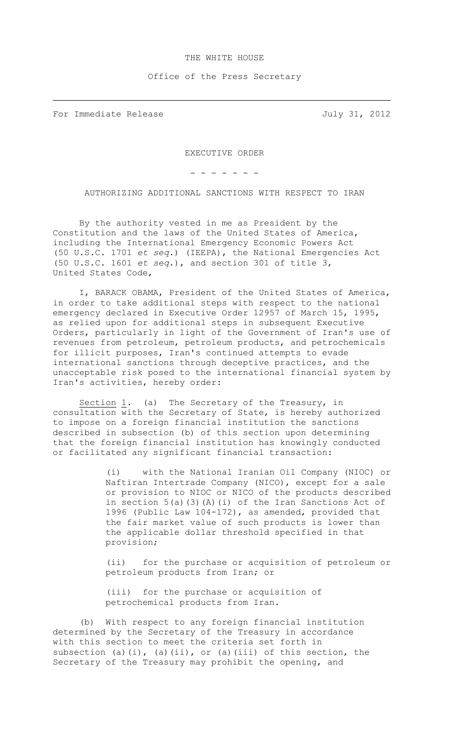THE WHITE HOUSE

Office of the Press Secretary

---

For Immediate Release July 31, 2012

EXECUTIVE ORDER

\- - - - - - -

AUTHORIZING ADDITIONAL SANCTIONS WITH RESPECT TO IRAN

By the authority vested in me as President by the Constitution and the laws of the United States of America, including the International Emergency Economic Powers Act (50 U.S.C. 1701 *et seq.*) (IEEPA), the National Emergencies Act (50 U.S.C. 1601 *et seq.*), and section 301 of title 3, United States Code,

I, BARACK OBAMA, President of the United States of America, in order to take additional steps with respect to the national emergency declared in Executive Order 12957 of March 15, 1995, as relied upon for additional steps in subsequent Executive Orders, particularly in light of the Government of Iran's use of revenues from petroleum, petroleum products, and petrochemicals for illicit purposes, Iran's continued attempts to evade international sanctions through deceptive practices, and the unacceptable risk posed to the international financial system by Iran's activities, hereby order:

Section 1. (a) The Secretary of the Treasury, in consultation with the Secretary of State, is hereby authorized to impose on a foreign financial institution the sanctions described in subsection (b) of this section upon determining that the foreign financial institution has knowingly conducted or facilitated any significant financial transaction:

(i) with the National Iranian Oil Company (NIOC) or Naftiran Intertrade Company (NICO), except for a sale or provision to NIOC or NICO of the products described in section 5(a)(3)(A)(i) of the Iran Sanctions Act of 1996 (Public Law 104-172), as amended, provided that the fair market value of such products is lower than the applicable dollar threshold specified in that provision;

(ii) for the purchase or acquisition of petroleum or petroleum products from Iran; or

(iii) for the purchase or acquisition of petrochemical products from Iran.

(b) With respect to any foreign financial institution determined by the Secretary of the Treasury in accordance with this section to meet the criteria set forth in subsection (a)(i), (a)(ii), or (a)(iii) of this section, the Secretary of the Treasury may prohibit the opening, and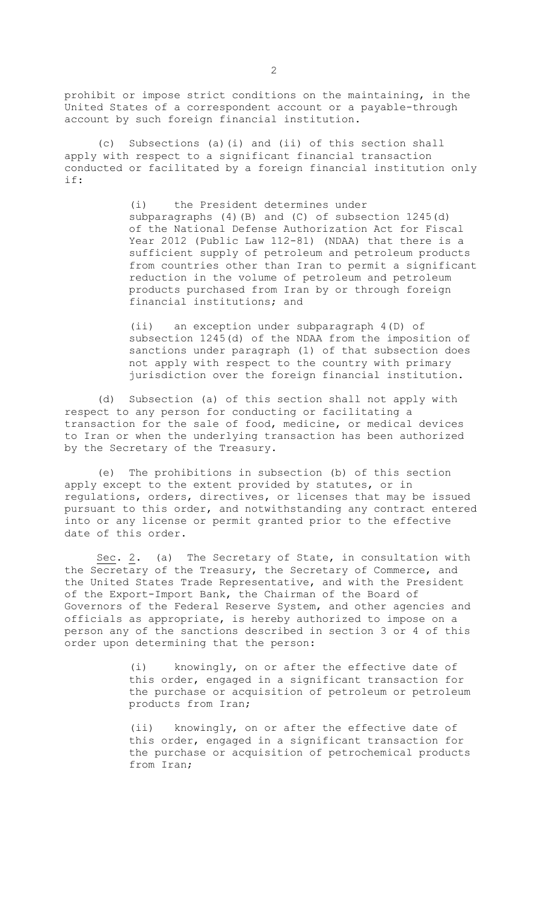prohibit or impose strict conditions on the maintaining, in the United States of a correspondent account or a payable-through account by such foreign financial institution.

(c) Subsections (a)(i) and (ii) of this section shall apply with respect to a significant financial transaction conducted or facilitated by a foreign financial institution only if:

> (i) the President determines under subparagraphs (4)(B) and (C) of subsection 1245(d) of the National Defense Authorization Act for Fiscal Year 2012 (Public Law 112-81) (NDAA) that there is a sufficient supply of petroleum and petroleum products from countries other than Iran to permit a significant reduction in the volume of petroleum and petroleum products purchased from Iran by or through foreign financial institutions; and
>
> (ii) an exception under subparagraph 4(D) of subsection 1245(d) of the NDAA from the imposition of sanctions under paragraph (1) of that subsection does not apply with respect to the country with primary jurisdiction over the foreign financial institution.

(d) Subsection (a) of this section shall not apply with respect to any person for conducting or facilitating a transaction for the sale of food, medicine, or medical devices to Iran or when the underlying transaction has been authorized by the Secretary of the Treasury.

(e) The prohibitions in subsection (b) of this section apply except to the extent provided by statutes, or in regulations, orders, directives, or licenses that may be issued pursuant to this order, and notwithstanding any contract entered into or any license or permit granted prior to the effective date of this order.

Sec. 2. (a) The Secretary of State, in consultation with the Secretary of the Treasury, the Secretary of Commerce, and the United States Trade Representative, and with the President of the Export-Import Bank, the Chairman of the Board of Governors of the Federal Reserve System, and other agencies and officials as appropriate, is hereby authorized to impose on a person any of the sanctions described in section 3 or 4 of this order upon determining that the person:

> (i) knowingly, on or after the effective date of this order, engaged in a significant transaction for the purchase or acquisition of petroleum or petroleum products from Iran;
>
> (ii) knowingly, on or after the effective date of this order, engaged in a significant transaction for the purchase or acquisition of petrochemical products from Iran;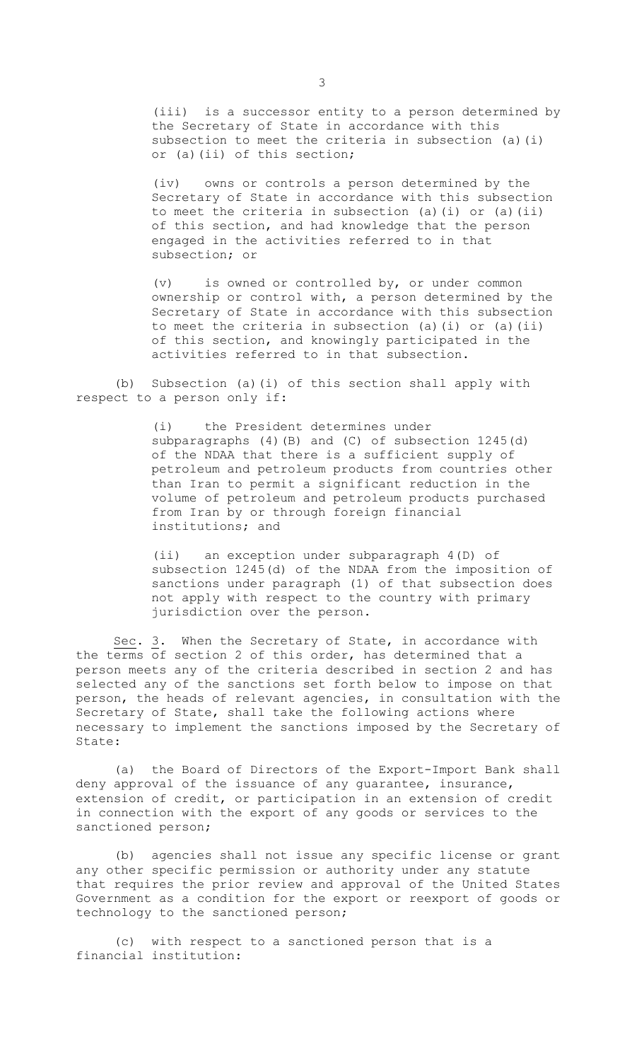(iii) is a successor entity to a person determined by the Secretary of State in accordance with this subsection to meet the criteria in subsection (a)(i) or (a)(ii) of this section;

(iv) owns or controls a person determined by the Secretary of State in accordance with this subsection to meet the criteria in subsection (a)(i) or (a)(ii) of this section, and had knowledge that the person engaged in the activities referred to in that subsection; or

(v) is owned or controlled by, or under common ownership or control with, a person determined by the Secretary of State in accordance with this subsection to meet the criteria in subsection (a)(i) or (a)(ii) of this section, and knowingly participated in the activities referred to in that subsection.

(b) Subsection (a)(i) of this section shall apply with respect to a person only if:

(i) the President determines under subparagraphs (4)(B) and (C) of subsection 1245(d) of the NDAA that there is a sufficient supply of petroleum and petroleum products from countries other than Iran to permit a significant reduction in the volume of petroleum and petroleum products purchased from Iran by or through foreign financial institutions; and

(ii) an exception under subparagraph 4(D) of subsection 1245(d) of the NDAA from the imposition of sanctions under paragraph (1) of that subsection does not apply with respect to the country with primary jurisdiction over the person.

Sec. 3. When the Secretary of State, in accordance with the terms of section 2 of this order, has determined that a person meets any of the criteria described in section 2 and has selected any of the sanctions set forth below to impose on that person, the heads of relevant agencies, in consultation with the Secretary of State, shall take the following actions where necessary to implement the sanctions imposed by the Secretary of State:

(a) the Board of Directors of the Export-Import Bank shall deny approval of the issuance of any guarantee, insurance, extension of credit, or participation in an extension of credit in connection with the export of any goods or services to the sanctioned person;

(b) agencies shall not issue any specific license or grant any other specific permission or authority under any statute that requires the prior review and approval of the United States Government as a condition for the export or reexport of goods or technology to the sanctioned person;

(c) with respect to a sanctioned person that is a financial institution: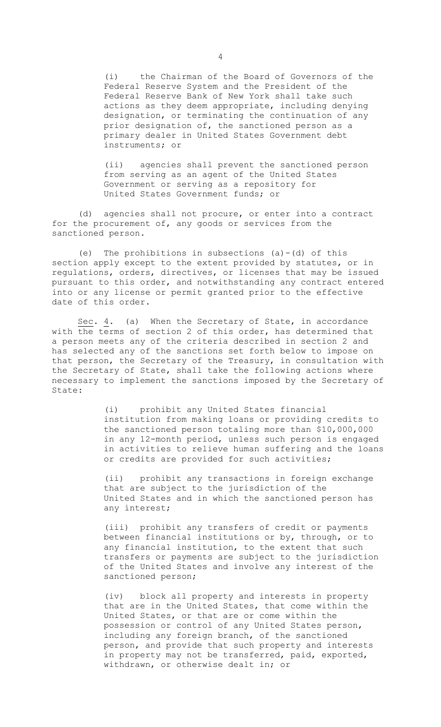(i) the Chairman of the Board of Governors of the Federal Reserve System and the President of the Federal Reserve Bank of New York shall take such actions as they deem appropriate, including denying designation, or terminating the continuation of any prior designation of, the sanctioned person as a primary dealer in United States Government debt instruments; or

(ii) agencies shall prevent the sanctioned person from serving as an agent of the United States Government or serving as a repository for United States Government funds; or

(d) agencies shall not procure, or enter into a contract for the procurement of, any goods or services from the sanctioned person.

(e) The prohibitions in subsections (a)-(d) of this section apply except to the extent provided by statutes, or in regulations, orders, directives, or licenses that may be issued pursuant to this order, and notwithstanding any contract entered into or any license or permit granted prior to the effective date of this order.

Sec. 4. (a) When the Secretary of State, in accordance with the terms of section 2 of this order, has determined that a person meets any of the criteria described in section 2 and has selected any of the sanctions set forth below to impose on that person, the Secretary of the Treasury, in consultation with the Secretary of State, shall take the following actions where necessary to implement the sanctions imposed by the Secretary of State:

(i) prohibit any United States financial institution from making loans or providing credits to the sanctioned person totaling more than $10,000,000 in any 12-month period, unless such person is engaged in activities to relieve human suffering and the loans or credits are provided for such activities;

(ii) prohibit any transactions in foreign exchange that are subject to the jurisdiction of the United States and in which the sanctioned person has any interest;

(iii) prohibit any transfers of credit or payments between financial institutions or by, through, or to any financial institution, to the extent that such transfers or payments are subject to the jurisdiction of the United States and involve any interest of the sanctioned person;

(iv) block all property and interests in property that are in the United States, that come within the United States, or that are or come within the possession or control of any United States person, including any foreign branch, of the sanctioned person, and provide that such property and interests in property may not be transferred, paid, exported, withdrawn, or otherwise dealt in; or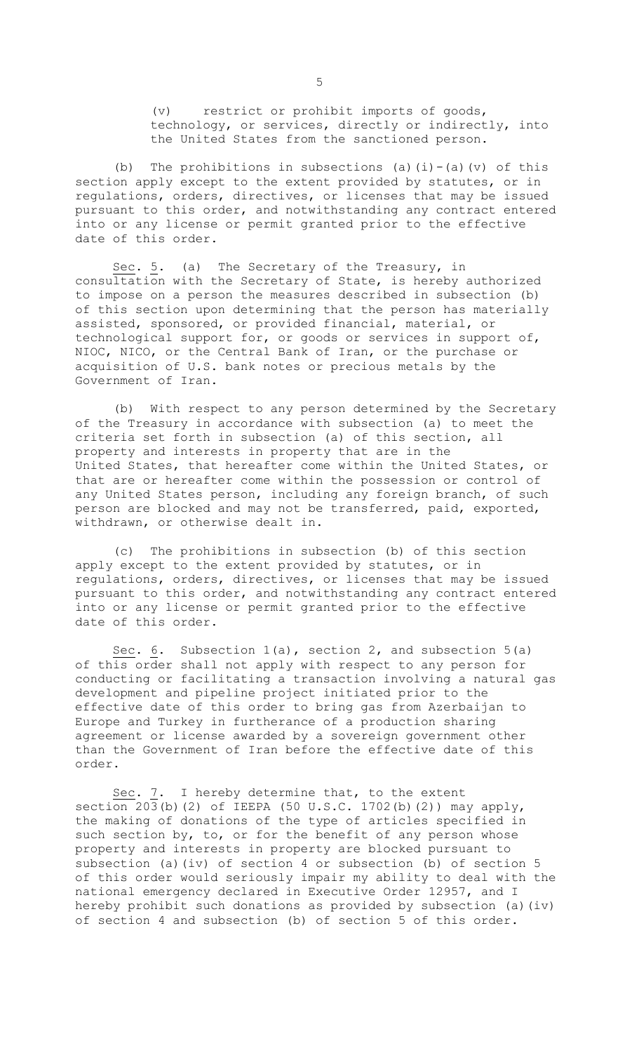(v) restrict or prohibit imports of goods, technology, or services, directly or indirectly, into the United States from the sanctioned person.

(b) The prohibitions in subsections (a)(i)-(a)(v) of this section apply except to the extent provided by statutes, or in regulations, orders, directives, or licenses that may be issued pursuant to this order, and notwithstanding any contract entered into or any license or permit granted prior to the effective date of this order.

Sec. 5. (a) The Secretary of the Treasury, in consultation with the Secretary of State, is hereby authorized to impose on a person the measures described in subsection (b) of this section upon determining that the person has materially assisted, sponsored, or provided financial, material, or technological support for, or goods or services in support of, NIOC, NICO, or the Central Bank of Iran, or the purchase or acquisition of U.S. bank notes or precious metals by the Government of Iran.

(b) With respect to any person determined by the Secretary of the Treasury in accordance with subsection (a) to meet the criteria set forth in subsection (a) of this section, all property and interests in property that are in the United States, that hereafter come within the United States, or that are or hereafter come within the possession or control of any United States person, including any foreign branch, of such person are blocked and may not be transferred, paid, exported, withdrawn, or otherwise dealt in.

(c) The prohibitions in subsection (b) of this section apply except to the extent provided by statutes, or in regulations, orders, directives, or licenses that may be issued pursuant to this order, and notwithstanding any contract entered into or any license or permit granted prior to the effective date of this order.

Sec. 6. Subsection 1(a), section 2, and subsection 5(a) of this order shall not apply with respect to any person for conducting or facilitating a transaction involving a natural gas development and pipeline project initiated prior to the effective date of this order to bring gas from Azerbaijan to Europe and Turkey in furtherance of a production sharing agreement or license awarded by a sovereign government other than the Government of Iran before the effective date of this order.

Sec. 7. I hereby determine that, to the extent section 203(b)(2) of IEEPA (50 U.S.C. 1702(b)(2)) may apply, the making of donations of the type of articles specified in such section by, to, or for the benefit of any person whose property and interests in property are blocked pursuant to subsection (a)(iv) of section 4 or subsection (b) of section 5 of this order would seriously impair my ability to deal with the national emergency declared in Executive Order 12957, and I hereby prohibit such donations as provided by subsection (a)(iv) of section 4 and subsection (b) of section 5 of this order.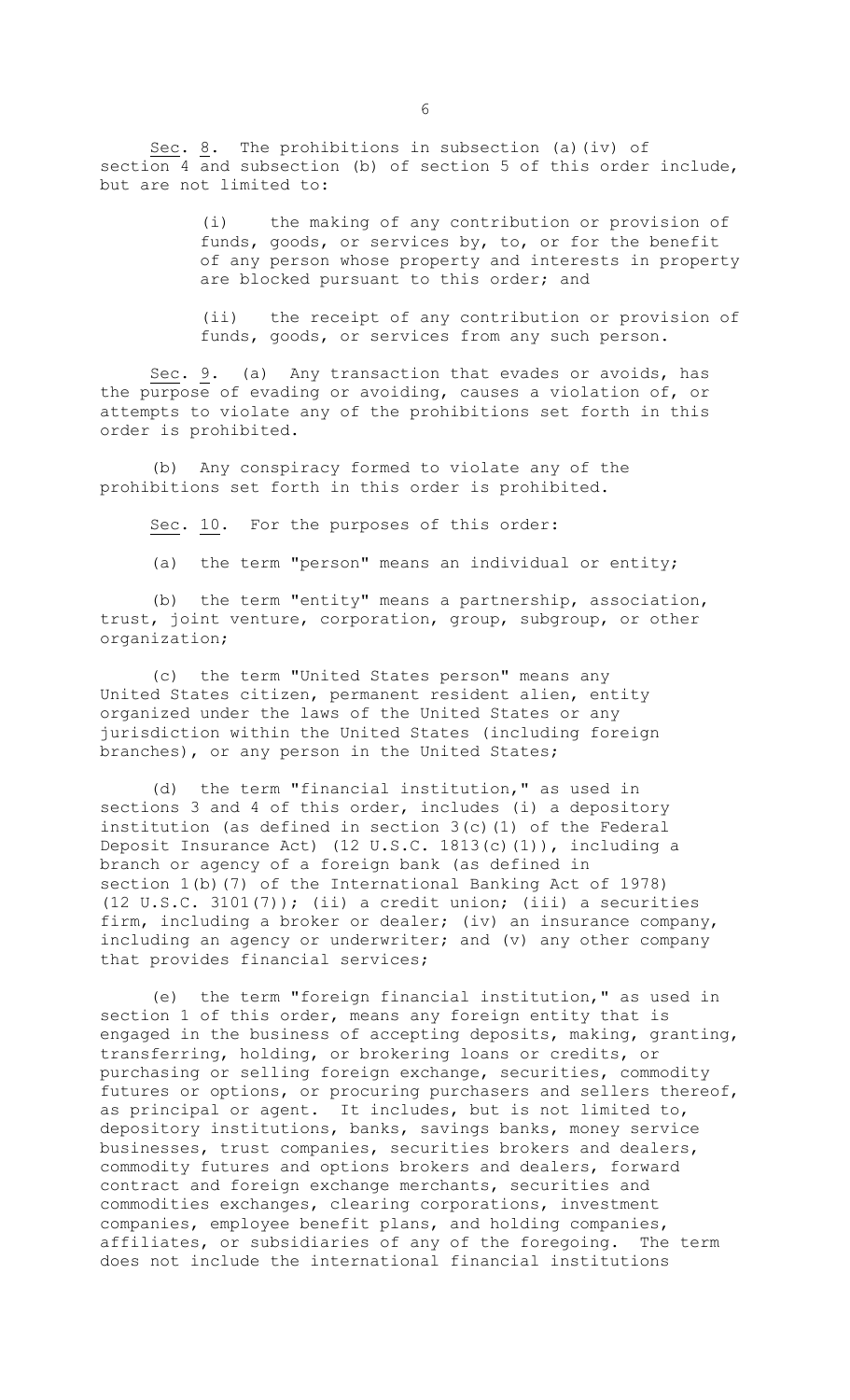Sec. 8. The prohibitions in subsection (a)(iv) of section 4 and subsection (b) of section 5 of this order include, but are not limited to:

(i) the making of any contribution or provision of funds, goods, or services by, to, or for the benefit of any person whose property and interests in property are blocked pursuant to this order; and

(ii) the receipt of any contribution or provision of funds, goods, or services from any such person.

Sec. 9. (a) Any transaction that evades or avoids, has the purpose of evading or avoiding, causes a violation of, or attempts to violate any of the prohibitions set forth in this order is prohibited.

(b) Any conspiracy formed to violate any of the prohibitions set forth in this order is prohibited.

Sec. 10. For the purposes of this order:

(a) the term "person" means an individual or entity;

(b) the term "entity" means a partnership, association, trust, joint venture, corporation, group, subgroup, or other organization;

(c) the term "United States person" means any United States citizen, permanent resident alien, entity organized under the laws of the United States or any jurisdiction within the United States (including foreign branches), or any person in the United States;

(d) the term "financial institution," as used in sections 3 and 4 of this order, includes (i) a depository institution (as defined in section 3(c)(1) of the Federal Deposit Insurance Act) (12 U.S.C. 1813(c)(1)), including a branch or agency of a foreign bank (as defined in section 1(b)(7) of the International Banking Act of 1978) (12 U.S.C. 3101(7)); (ii) a credit union; (iii) a securities firm, including a broker or dealer; (iv) an insurance company, including an agency or underwriter; and (v) any other company that provides financial services;

(e) the term "foreign financial institution," as used in section 1 of this order, means any foreign entity that is engaged in the business of accepting deposits, making, granting, transferring, holding, or brokering loans or credits, or purchasing or selling foreign exchange, securities, commodity futures or options, or procuring purchasers and sellers thereof, as principal or agent. It includes, but is not limited to, depository institutions, banks, savings banks, money service businesses, trust companies, securities brokers and dealers, commodity futures and options brokers and dealers, forward contract and foreign exchange merchants, securities and commodities exchanges, clearing corporations, investment companies, employee benefit plans, and holding companies, affiliates, or subsidiaries of any of the foregoing. The term does not include the international financial institutions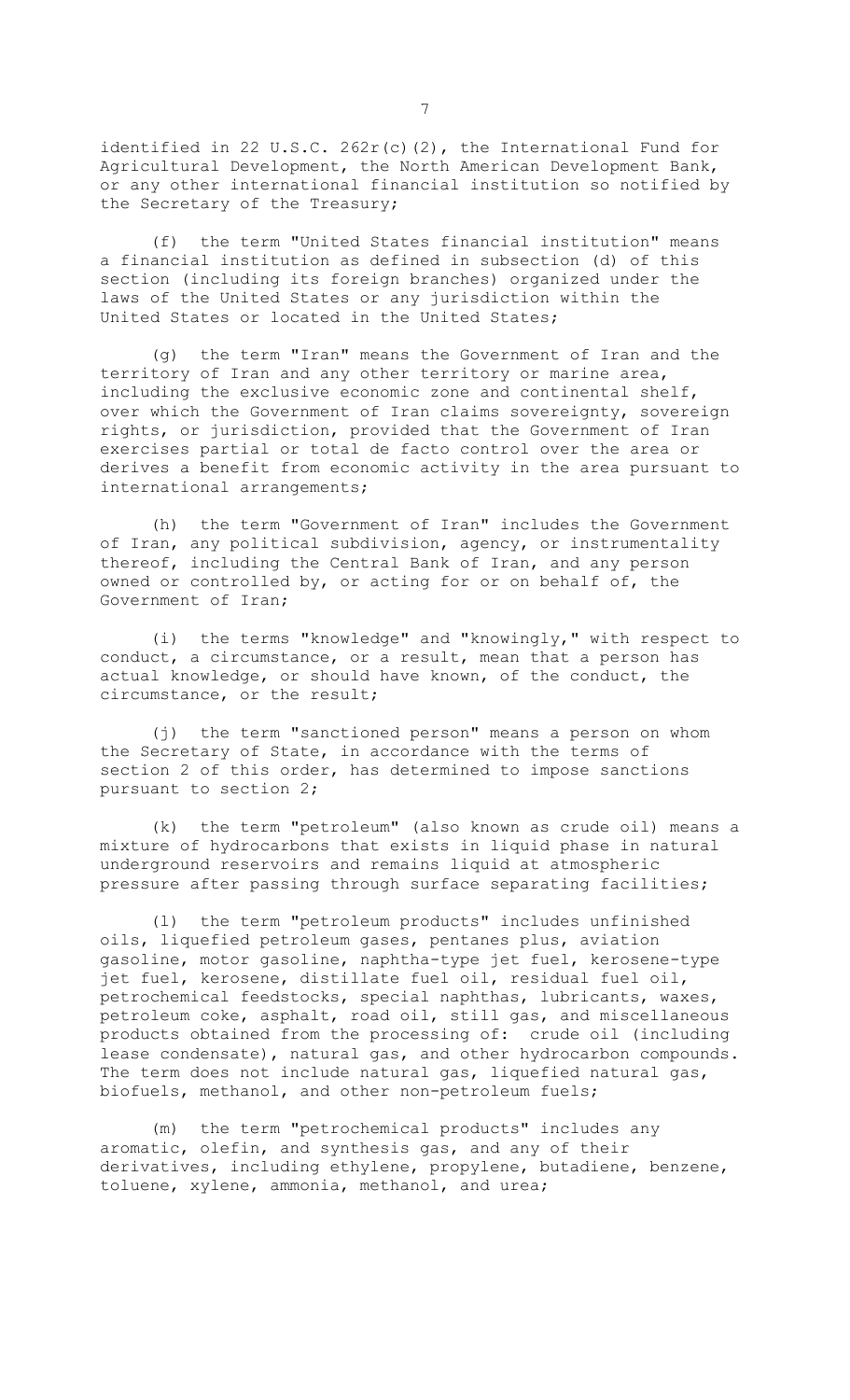identified in 22 U.S.C. 262r(c)(2), the International Fund for Agricultural Development, the North American Development Bank, or any other international financial institution so notified by the Secretary of the Treasury;

(f) the term "United States financial institution" means a financial institution as defined in subsection (d) of this section (including its foreign branches) organized under the laws of the United States or any jurisdiction within the United States or located in the United States;

(g) the term "Iran" means the Government of Iran and the territory of Iran and any other territory or marine area, including the exclusive economic zone and continental shelf, over which the Government of Iran claims sovereignty, sovereign rights, or jurisdiction, provided that the Government of Iran exercises partial or total de facto control over the area or derives a benefit from economic activity in the area pursuant to international arrangements;

(h) the term "Government of Iran" includes the Government of Iran, any political subdivision, agency, or instrumentality thereof, including the Central Bank of Iran, and any person owned or controlled by, or acting for or on behalf of, the Government of Iran;

(i) the terms "knowledge" and "knowingly," with respect to conduct, a circumstance, or a result, mean that a person has actual knowledge, or should have known, of the conduct, the circumstance, or the result;

(j) the term "sanctioned person" means a person on whom the Secretary of State, in accordance with the terms of section 2 of this order, has determined to impose sanctions pursuant to section 2;

(k) the term "petroleum" (also known as crude oil) means a mixture of hydrocarbons that exists in liquid phase in natural underground reservoirs and remains liquid at atmospheric pressure after passing through surface separating facilities;

(l) the term "petroleum products" includes unfinished oils, liquefied petroleum gases, pentanes plus, aviation gasoline, motor gasoline, naphtha-type jet fuel, kerosene-type jet fuel, kerosene, distillate fuel oil, residual fuel oil, petrochemical feedstocks, special naphthas, lubricants, waxes, petroleum coke, asphalt, road oil, still gas, and miscellaneous products obtained from the processing of: crude oil (including lease condensate), natural gas, and other hydrocarbon compounds. The term does not include natural gas, liquefied natural gas, biofuels, methanol, and other non-petroleum fuels;

(m) the term "petrochemical products" includes any aromatic, olefin, and synthesis gas, and any of their derivatives, including ethylene, propylene, butadiene, benzene, toluene, xylene, ammonia, methanol, and urea;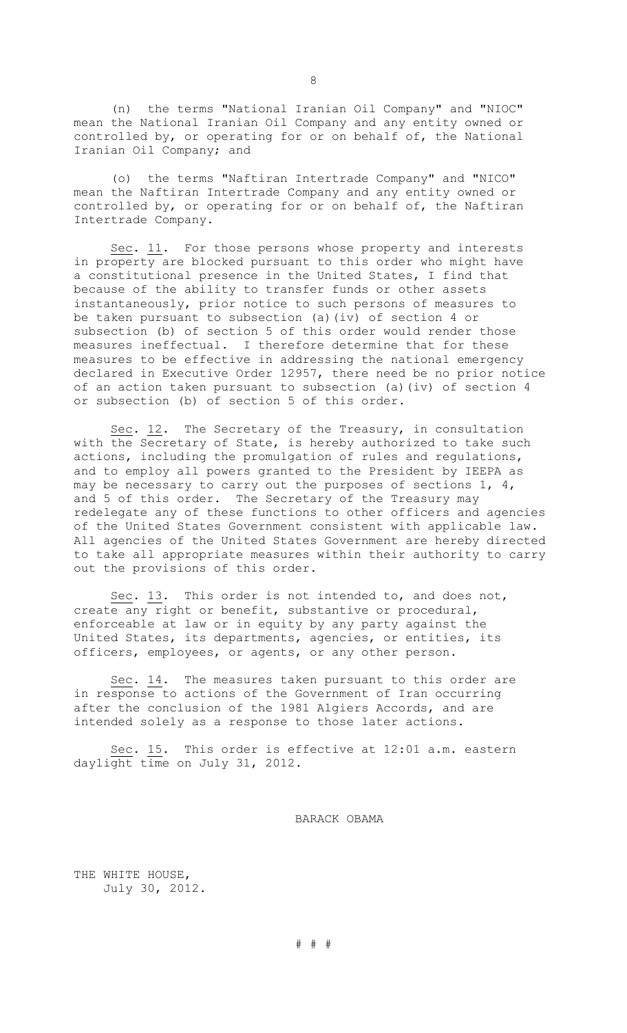(n) the terms "National Iranian Oil Company" and "NIOC" mean the National Iranian Oil Company and any entity owned or controlled by, or operating for or on behalf of, the National Iranian Oil Company; and

(o) the terms "Naftiran Intertrade Company" and "NICO" mean the Naftiran Intertrade Company and any entity owned or controlled by, or operating for or on behalf of, the Naftiran Intertrade Company.

Sec. 11. For those persons whose property and interests in property are blocked pursuant to this order who might have a constitutional presence in the United States, I find that because of the ability to transfer funds or other assets instantaneously, prior notice to such persons of measures to be taken pursuant to subsection (a)(iv) of section 4 or subsection (b) of section 5 of this order would render those measures ineffectual. I therefore determine that for these measures to be effective in addressing the national emergency declared in Executive Order 12957, there need be no prior notice of an action taken pursuant to subsection (a)(iv) of section 4 or subsection (b) of section 5 of this order.

Sec. 12. The Secretary of the Treasury, in consultation with the Secretary of State, is hereby authorized to take such actions, including the promulgation of rules and regulations, and to employ all powers granted to the President by IEEPA as may be necessary to carry out the purposes of sections 1, 4, and 5 of this order. The Secretary of the Treasury may redelegate any of these functions to other officers and agencies of the United States Government consistent with applicable law. All agencies of the United States Government are hereby directed to take all appropriate measures within their authority to carry out the provisions of this order.

Sec. 13. This order is not intended to, and does not, create any right or benefit, substantive or procedural, enforceable at law or in equity by any party against the United States, its departments, agencies, or entities, its officers, employees, or agents, or any other person.

Sec. 14. The measures taken pursuant to this order are in response to actions of the Government of Iran occurring after the conclusion of the 1981 Algiers Accords, and are intended solely as a response to those later actions.

Sec. 15. This order is effective at 12:01 a.m. eastern daylight time on July 31, 2012.

BARACK OBAMA

THE WHITE HOUSE,
July 30, 2012.

# # #